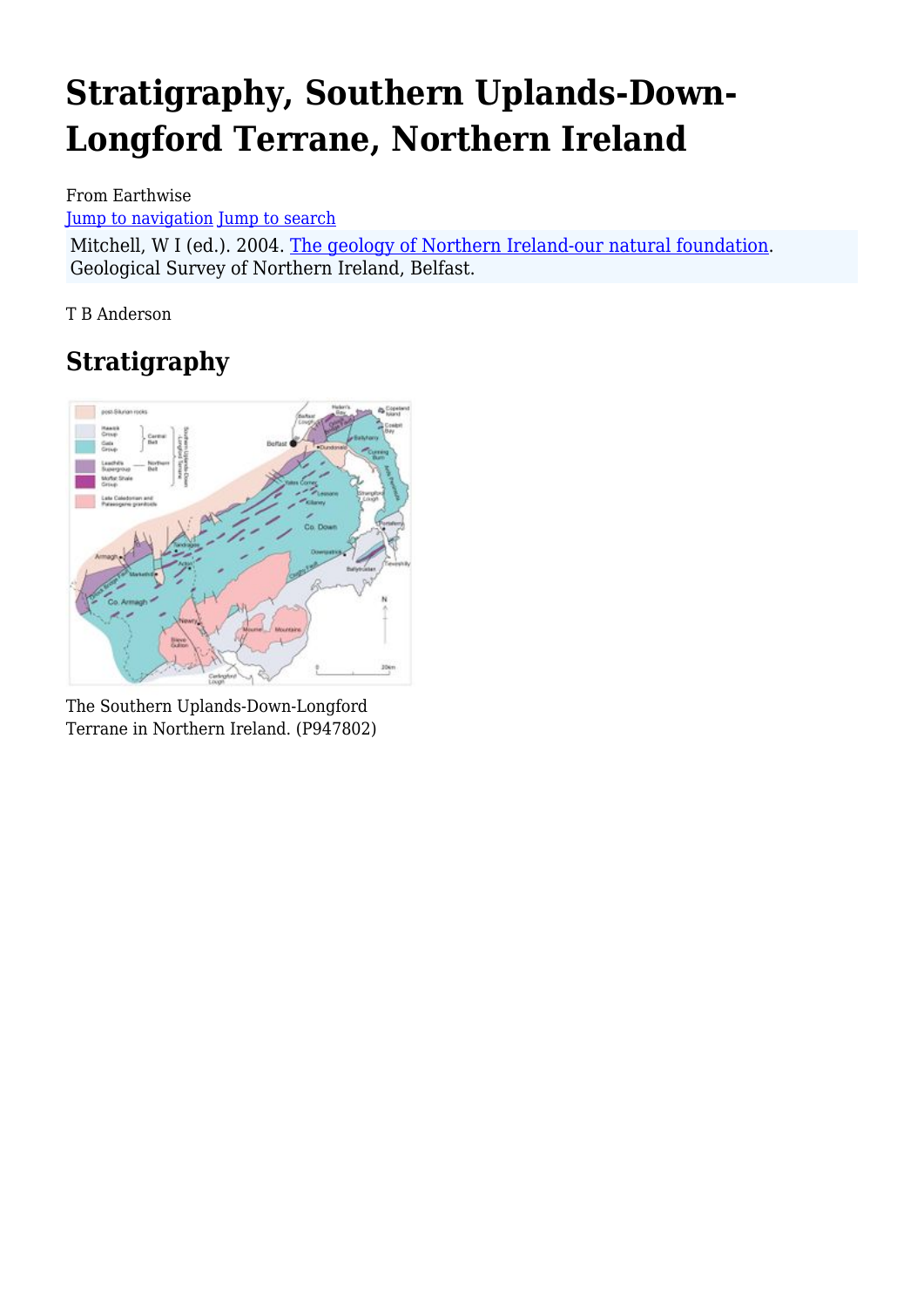# Stratigraphy, Southern Uplands-Down-Longford Terrane, Northern Ireland

From Earthwise

Jump to navigation Jump to search

Mitchell, W I (ed.). 2004. The geology of Northern Ireland-our natural foundation. Geological Survey of Northern Ireland, Belfast.

T B Anderson

## Stratigraphy

The Southern Uplands-Down-Longford Terrane in Northern Ireland. (P947802)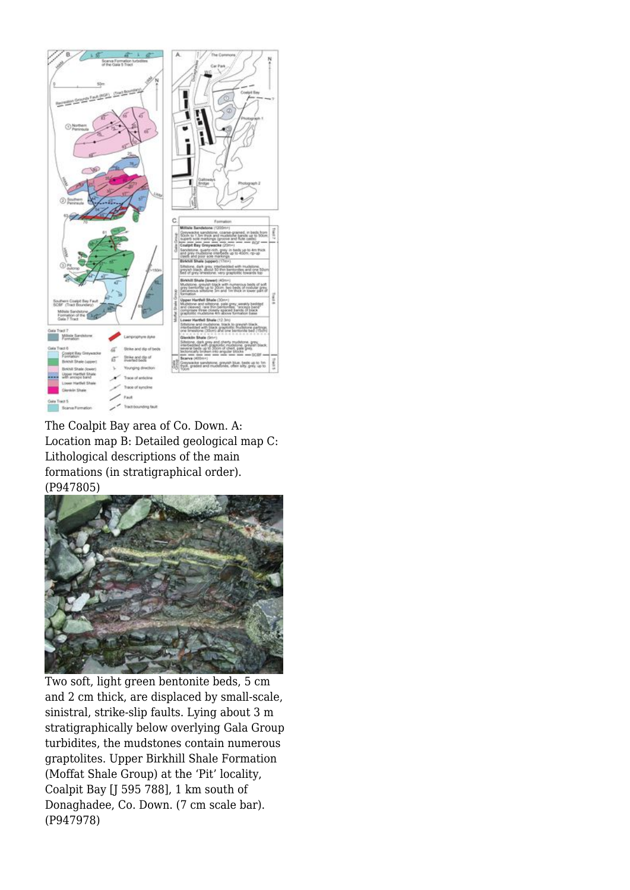The Coalpit Bay area of Co. Down. A: Location map B: Detailed geological map C: Lithological descriptions of the main formations (in stratigraphical order). (P947805)

Two soft, light green bentonite beds, 5 cm and 2 cm thick, are displaced by small-scale, sinistral, strike-slip faults. Lying about 3 m stratigraphically below overlying Gala Group turbidites, the mudstones contain numerous graptolites. Upper Birkhill Shale Formation (Moffat Shale Group) at the 'Pit' locality, Coalpit Bay [J 595 788], 1 km south of Donaghadee, Co. Down. (7 cm scale bar). (P947978)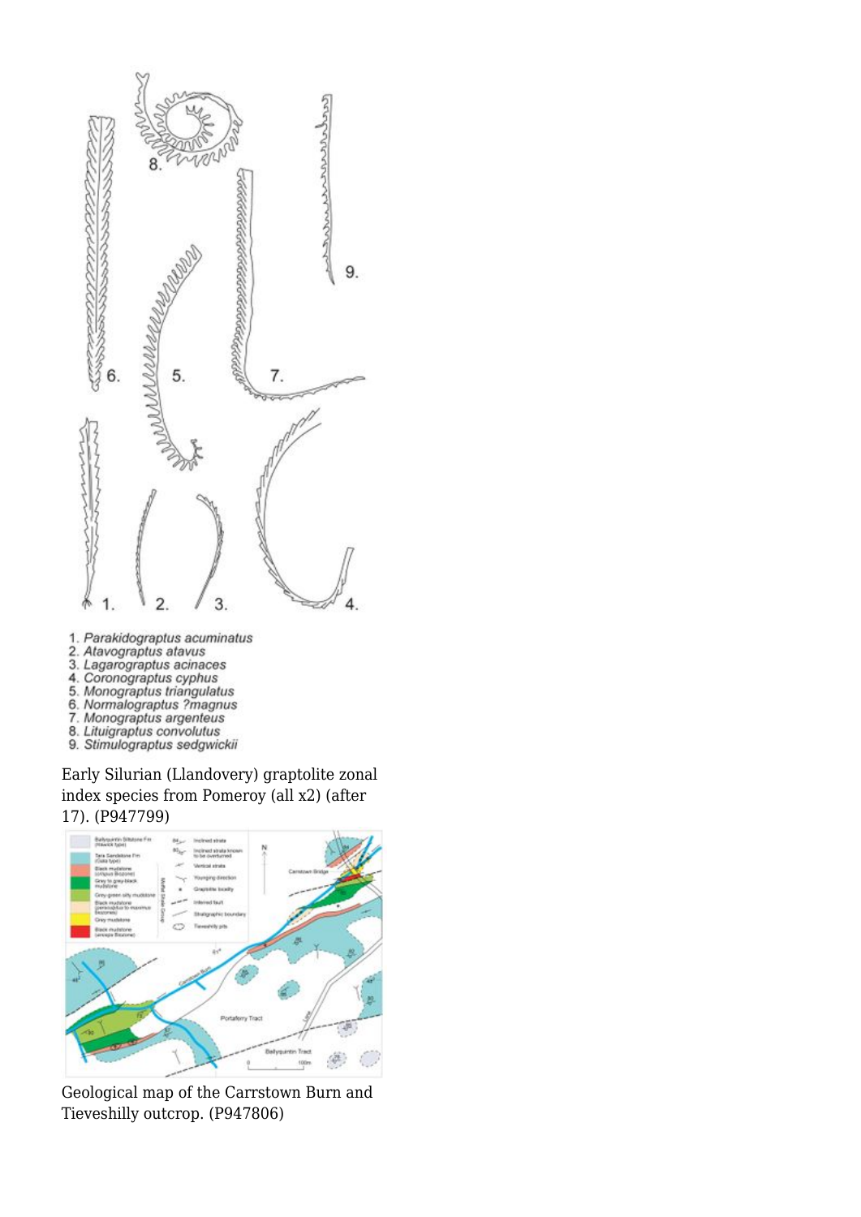1. *Parakidograptus acuminatus*
2. *Atavograptus atavus*
3. *Lagarograptus acinaces*
4. *Coronograptus cyphus*
5. *Monograptus triangulatus*
6. *Normalograptus ?magnus*
7. *Monograptus argenteus*
8. *Lituigraptus convolutus*
9. *Stimulograptus sedgwickii*

Early Silurian (Llandovery) graptolite zonal index species from Pomeroy (all x2) (after 17). (P947799)

Geological map of the Carrstown Burn and Tieveshilly outcrop. (P947806)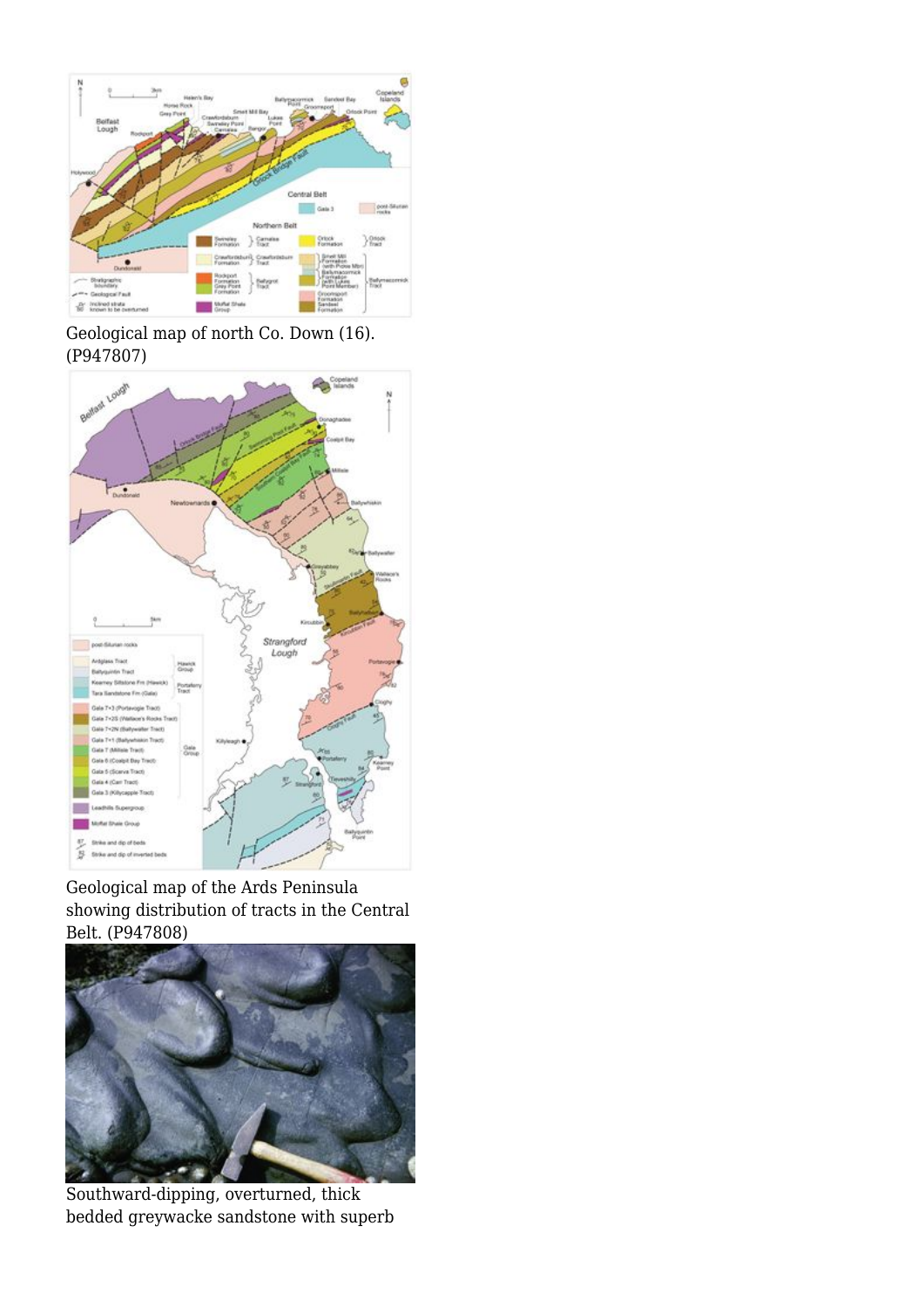Geological map of north Co. Down (16). (P947807)

Geological map of the Ards Peninsula showing distribution of tracts in the Central Belt. (P947808)

Southward-dipping, overturned, thick bedded greywacke sandstone with superb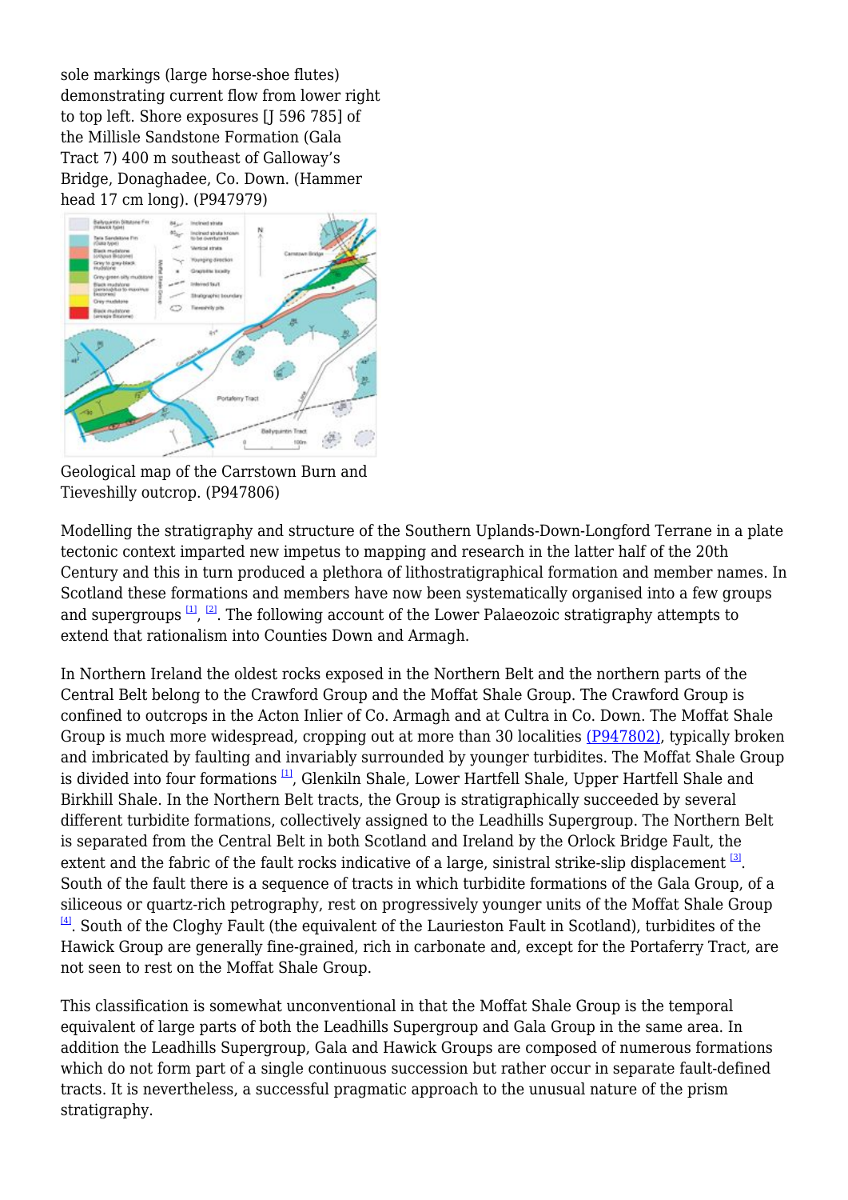sole markings (large horse-shoe flutes) demonstrating current flow from lower right to top left. Shore exposures [J 596 785] of the Millisle Sandstone Formation (Gala Tract 7) 400 m southeast of Galloway's Bridge, Donaghadee, Co. Down. (Hammer head 17 cm long). (P947979)

Geological map of the Carrstown Burn and Tieveshilly outcrop. (P947806)

Modelling the stratigraphy and structure of the Southern Uplands-Down-Longford Terrane in a plate tectonic context imparted new impetus to mapping and research in the latter half of the 20th Century and this in turn produced a plethora of lithostratigraphical formation and member names. In Scotland these formations and members have now been systematically organised into a few groups and supergroups [1], [2]. The following account of the Lower Palaeozoic stratigraphy attempts to extend that rationalism into Counties Down and Armagh.

In Northern Ireland the oldest rocks exposed in the Northern Belt and the northern parts of the Central Belt belong to the Crawford Group and the Moffat Shale Group. The Crawford Group is confined to outcrops in the Acton Inlier of Co. Armagh and at Cultra in Co. Down. The Moffat Shale Group is much more widespread, cropping out at more than 30 localities (P947802), typically broken and imbricated by faulting and invariably surrounded by younger turbidites. The Moffat Shale Group is divided into four formations [1], Glenkiln Shale, Lower Hartfell Shale, Upper Hartfell Shale and Birkhill Shale. In the Northern Belt tracts, the Group is stratigraphically succeeded by several different turbidite formations, collectively assigned to the Leadhills Supergroup. The Northern Belt is separated from the Central Belt in both Scotland and Ireland by the Orlock Bridge Fault, the extent and the fabric of the fault rocks indicative of a large, sinistral strike-slip displacement [3]. South of the fault there is a sequence of tracts in which turbidite formations of the Gala Group, of a siliceous or quartz-rich petrography, rest on progressively younger units of the Moffat Shale Group [4]. South of the Cloghy Fault (the equivalent of the Laurieston Fault in Scotland), turbidites of the Hawick Group are generally fine-grained, rich in carbonate and, except for the Portaferry Tract, are not seen to rest on the Moffat Shale Group.

This classification is somewhat unconventional in that the Moffat Shale Group is the temporal equivalent of large parts of both the Leadhills Supergroup and Gala Group in the same area. In addition the Leadhills Supergroup, Gala and Hawick Groups are composed of numerous formations which do not form part of a single continuous succession but rather occur in separate fault-defined tracts. It is nevertheless, a successful pragmatic approach to the unusual nature of the prism stratigraphy.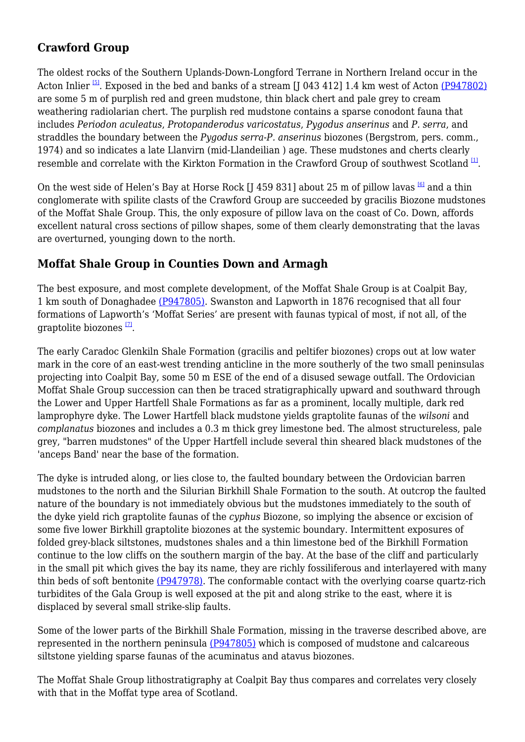## Crawford Group

The oldest rocks of the Southern Uplands-Down-Longford Terrane in Northern Ireland occur in the Acton Inlier [5]. Exposed in the bed and banks of a stream [J 043 412] 1.4 km west of Acton (P947802) are some 5 m of purplish red and green mudstone, thin black chert and pale grey to cream weathering radiolarian chert. The purplish red mudstone contains a sparse conodont fauna that includes *Periodon aculeatus*, *Protopanderodus varicostatus*, *Pygodus anserinus* and *P. serra*, and straddles the boundary between the *Pygodus serra-P. anserinus* biozones (Bergstrom, pers. comm., 1974) and so indicates a late Llanvirn (mid-Llandeilian ) age. These mudstones and cherts clearly resemble and correlate with the Kirkton Formation in the Crawford Group of southwest Scotland [1].

On the west side of Helen's Bay at Horse Rock [J 459 831] about 25 m of pillow lavas [6] and a thin conglomerate with spilite clasts of the Crawford Group are succeeded by gracilis Biozone mudstones of the Moffat Shale Group. This, the only exposure of pillow lava on the coast of Co. Down, affords excellent natural cross sections of pillow shapes, some of them clearly demonstrating that the lavas are overturned, younging down to the north.

## Moffat Shale Group in Counties Down and Armagh

The best exposure, and most complete development, of the Moffat Shale Group is at Coalpit Bay, 1 km south of Donaghadee (P947805). Swanston and Lapworth in 1876 recognised that all four formations of Lapworth's 'Moffat Series' are present with faunas typical of most, if not all, of the graptolite biozones [7].

The early Caradoc Glenkiln Shale Formation (gracilis and peltifer biozones) crops out at low water mark in the core of an east-west trending anticline in the more southerly of the two small peninsulas projecting into Coalpit Bay, some 50 m ESE of the end of a disused sewage outfall. The Ordovician Moffat Shale Group succession can then be traced stratigraphically upward and southward through the Lower and Upper Hartfell Shale Formations as far as a prominent, locally multiple, dark red lamprophyre dyke. The Lower Hartfell black mudstone yields graptolite faunas of the *wilsoni* and *complanatus* biozones and includes a 0.3 m thick grey limestone bed. The almost structureless, pale grey, "barren mudstones" of the Upper Hartfell include several thin sheared black mudstones of the 'anceps Band' near the base of the formation.

The dyke is intruded along, or lies close to, the faulted boundary between the Ordovician barren mudstones to the north and the Silurian Birkhill Shale Formation to the south. At outcrop the faulted nature of the boundary is not immediately obvious but the mudstones immediately to the south of the dyke yield rich graptolite faunas of the *cyphus* Biozone, so implying the absence or excision of some five lower Birkhill graptolite biozones at the systemic boundary. Intermittent exposures of folded grey-black siltstones, mudstones shales and a thin limestone bed of the Birkhill Formation continue to the low cliffs on the southern margin of the bay. At the base of the cliff and particularly in the small pit which gives the bay its name, they are richly fossiliferous and interlayered with many thin beds of soft bentonite (P947978). The conformable contact with the overlying coarse quartz-rich turbidites of the Gala Group is well exposed at the pit and along strike to the east, where it is displaced by several small strike-slip faults.

Some of the lower parts of the Birkhill Shale Formation, missing in the traverse described above, are represented in the northern peninsula (P947805) which is composed of mudstone and calcareous siltstone yielding sparse faunas of the acuminatus and atavus biozones.

The Moffat Shale Group lithostratigraphy at Coalpit Bay thus compares and correlates very closely with that in the Moffat type area of Scotland.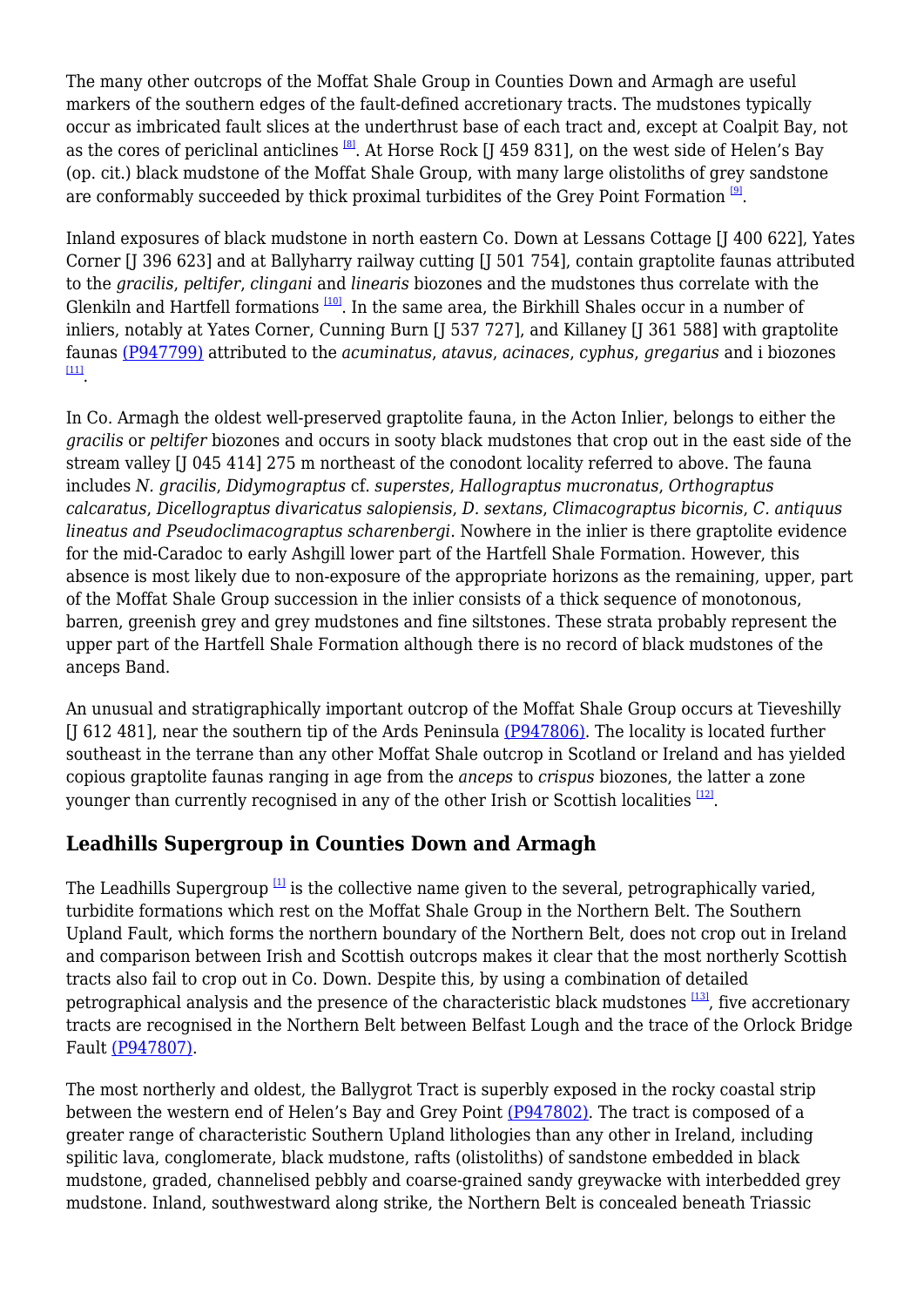The many other outcrops of the Moffat Shale Group in Counties Down and Armagh are useful markers of the southern edges of the fault-defined accretionary tracts. The mudstones typically occur as imbricated fault slices at the underthrust base of each tract and, except at Coalpit Bay, not as the cores of periclinal anticlines [8]. At Horse Rock [J 459 831], on the west side of Helen's Bay (op. cit.) black mudstone of the Moffat Shale Group, with many large olistoliths of grey sandstone are conformably succeeded by thick proximal turbidites of the Grey Point Formation [9].

Inland exposures of black mudstone in north eastern Co. Down at Lessans Cottage [J 400 622], Yates Corner [J 396 623] and at Ballyharry railway cutting [J 501 754], contain graptolite faunas attributed to the *gracilis*, *peltifer*, *clingani* and *linearis* biozones and the mudstones thus correlate with the Glenkiln and Hartfell formations [10]. In the same area, the Birkhill Shales occur in a number of inliers, notably at Yates Corner, Cunning Burn [J 537 727], and Killaney [J 361 588] with graptolite faunas (P947799) attributed to the *acuminatus*, *atavus*, *acinaces*, *cyphus*, *gregarius* and i biozones [11].

In Co. Armagh the oldest well-preserved graptolite fauna, in the Acton Inlier, belongs to either the *gracilis* or *peltifer* biozones and occurs in sooty black mudstones that crop out in the east side of the stream valley [J 045 414] 275 m northeast of the conodont locality referred to above. The fauna includes *N. gracilis*, *Didymograptus* cf. *superstes*, *Hallograptus mucronatus*, *Orthograptus calcaratus*, *Dicellograptus divaricatus salopiensis*, *D. sextans*, *Climacograptus bicornis*, *C. antiquus lineatus and Pseudoclimacograptus scharenbergi*. Nowhere in the inlier is there graptolite evidence for the mid-Caradoc to early Ashgill lower part of the Hartfell Shale Formation. However, this absence is most likely due to non-exposure of the appropriate horizons as the remaining, upper, part of the Moffat Shale Group succession in the inlier consists of a thick sequence of monotonous, barren, greenish grey and grey mudstones and fine siltstones. These strata probably represent the upper part of the Hartfell Shale Formation although there is no record of black mudstones of the anceps Band.

An unusual and stratigraphically important outcrop of the Moffat Shale Group occurs at Tieveshilly [J 612 481], near the southern tip of the Ards Peninsula (P947806). The locality is located further southeast in the terrane than any other Moffat Shale outcrop in Scotland or Ireland and has yielded copious graptolite faunas ranging in age from the *anceps* to *crispus* biozones, the latter a zone younger than currently recognised in any of the other Irish or Scottish localities [12].

## Leadhills Supergroup in Counties Down and Armagh

The Leadhills Supergroup [1] is the collective name given to the several, petrographically varied, turbidite formations which rest on the Moffat Shale Group in the Northern Belt. The Southern Upland Fault, which forms the northern boundary of the Northern Belt, does not crop out in Ireland and comparison between Irish and Scottish outcrops makes it clear that the most northerly Scottish tracts also fail to crop out in Co. Down. Despite this, by using a combination of detailed petrographical analysis and the presence of the characteristic black mudstones [13], five accretionary tracts are recognised in the Northern Belt between Belfast Lough and the trace of the Orlock Bridge Fault (P947807).

The most northerly and oldest, the Ballygrot Tract is superbly exposed in the rocky coastal strip between the western end of Helen's Bay and Grey Point (P947802). The tract is composed of a greater range of characteristic Southern Upland lithologies than any other in Ireland, including spilitic lava, conglomerate, black mudstone, rafts (olistoliths) of sandstone embedded in black mudstone, graded, channelised pebbly and coarse-grained sandy greywacke with interbedded grey mudstone. Inland, southwestward along strike, the Northern Belt is concealed beneath Triassic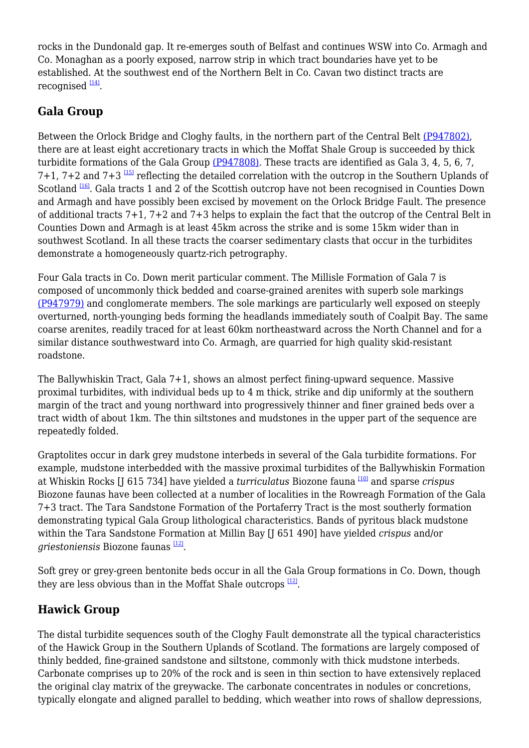rocks in the Dundonald gap. It re-emerges south of Belfast and continues WSW into Co. Armagh and Co. Monaghan as a poorly exposed, narrow strip in which tract boundaries have yet to be established. At the southwest end of the Northern Belt in Co. Cavan two distinct tracts are recognised [14].

## Gala Group

Between the Orlock Bridge and Cloghy faults, in the northern part of the Central Belt (P947802), there are at least eight accretionary tracts in which the Moffat Shale Group is succeeded by thick turbidite formations of the Gala Group (P947808). These tracts are identified as Gala 3, 4, 5, 6, 7, 7+1, 7+2 and 7+3 [15] reflecting the detailed correlation with the outcrop in the Southern Uplands of Scotland [16]. Gala tracts 1 and 2 of the Scottish outcrop have not been recognised in Counties Down and Armagh and have possibly been excised by movement on the Orlock Bridge Fault. The presence of additional tracts 7+1, 7+2 and 7+3 helps to explain the fact that the outcrop of the Central Belt in Counties Down and Armagh is at least 45km across the strike and is some 15km wider than in southwest Scotland. In all these tracts the coarser sedimentary clasts that occur in the turbidites demonstrate a homogeneously quartz-rich petrography.

Four Gala tracts in Co. Down merit particular comment. The Millisle Formation of Gala 7 is composed of uncommonly thick bedded and coarse-grained arenites with superb sole markings (P947979) and conglomerate members. The sole markings are particularly well exposed on steeply overturned, north-younging beds forming the headlands immediately south of Coalpit Bay. The same coarse arenites, readily traced for at least 60km northeastward across the North Channel and for a similar distance southwestward into Co. Armagh, are quarried for high quality skid-resistant roadstone.

The Ballywhiskin Tract, Gala 7+1, shows an almost perfect fining-upward sequence. Massive proximal turbidites, with individual beds up to 4 m thick, strike and dip uniformly at the southern margin of the tract and young northward into progressively thinner and finer grained beds over a tract width of about 1km. The thin siltstones and mudstones in the upper part of the sequence are repeatedly folded.

Graptolites occur in dark grey mudstone interbeds in several of the Gala turbidite formations. For example, mudstone interbedded with the massive proximal turbidites of the Ballywhiskin Formation at Whiskin Rocks [J 615 734] have yielded a *turriculatus* Biozone fauna [10] and sparse *crispus* Biozone faunas have been collected at a number of localities in the Rowreagh Formation of the Gala 7+3 tract. The Tara Sandstone Formation of the Portaferry Tract is the most southerly formation demonstrating typical Gala Group lithological characteristics. Bands of pyritous black mudstone within the Tara Sandstone Formation at Millin Bay [J 651 490] have yielded *crispus* and/or *griestoniensis* Biozone faunas [12].

Soft grey or grey-green bentonite beds occur in all the Gala Group formations in Co. Down, though they are less obvious than in the Moffat Shale outcrops [12].

## Hawick Group

The distal turbidite sequences south of the Cloghy Fault demonstrate all the typical characteristics of the Hawick Group in the Southern Uplands of Scotland. The formations are largely composed of thinly bedded, fine-grained sandstone and siltstone, commonly with thick mudstone interbeds. Carbonate comprises up to 20% of the rock and is seen in thin section to have extensively replaced the original clay matrix of the greywacke. The carbonate concentrates in nodules or concretions, typically elongate and aligned parallel to bedding, which weather into rows of shallow depressions,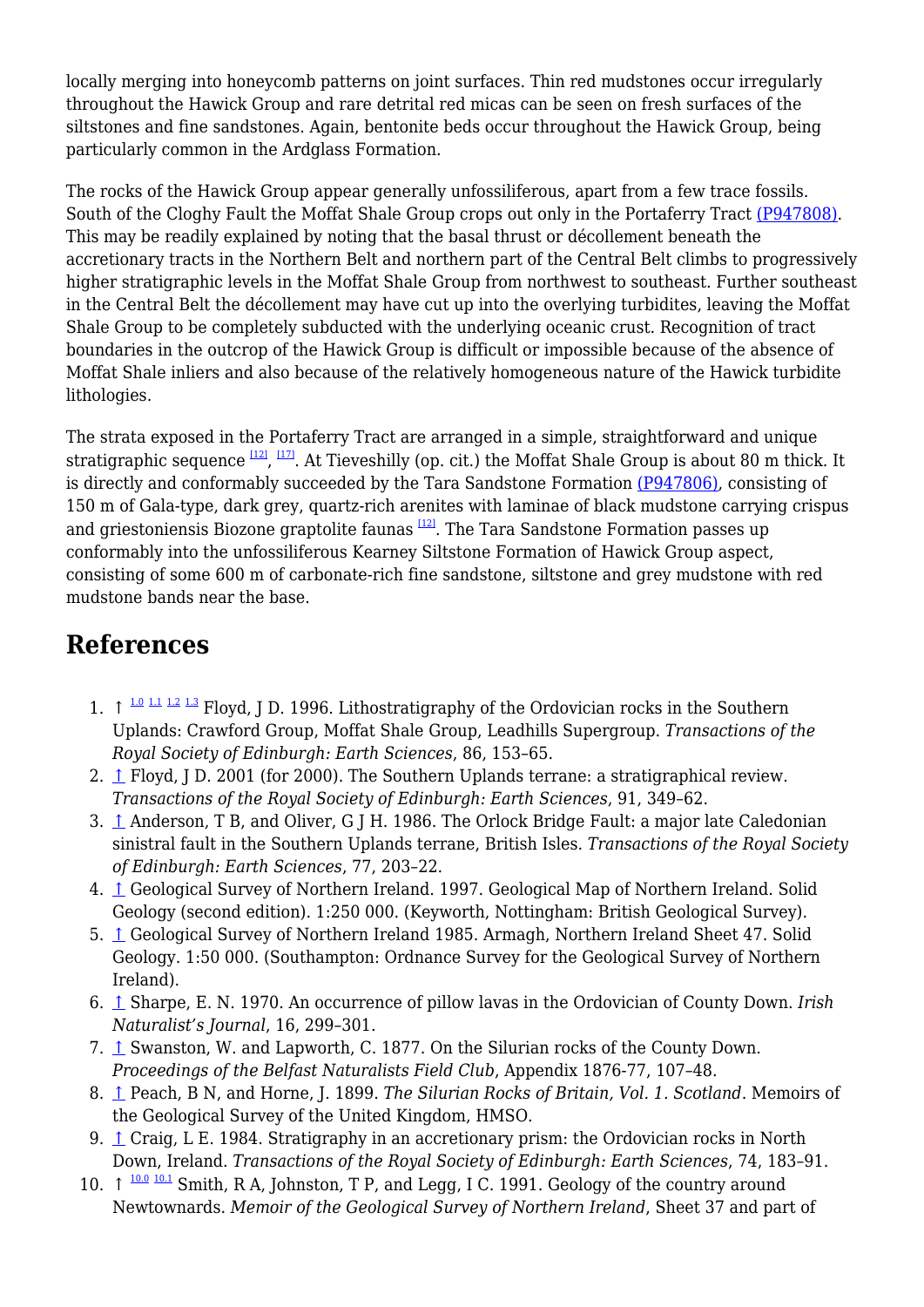locally merging into honeycomb patterns on joint surfaces. Thin red mudstones occur irregularly throughout the Hawick Group and rare detrital red micas can be seen on fresh surfaces of the siltstones and fine sandstones. Again, bentonite beds occur throughout the Hawick Group, being particularly common in the Ardglass Formation.

The rocks of the Hawick Group appear generally unfossiliferous, apart from a few trace fossils. South of the Cloghy Fault the Moffat Shale Group crops out only in the Portaferry Tract (P947808). This may be readily explained by noting that the basal thrust or décollement beneath the accretionary tracts in the Northern Belt and northern part of the Central Belt climbs to progressively higher stratigraphic levels in the Moffat Shale Group from northwest to southeast. Further southeast in the Central Belt the décollement may have cut up into the overlying turbidites, leaving the Moffat Shale Group to be completely subducted with the underlying oceanic crust. Recognition of tract boundaries in the outcrop of the Hawick Group is difficult or impossible because of the absence of Moffat Shale inliers and also because of the relatively homogeneous nature of the Hawick turbidite lithologies.

The strata exposed in the Portaferry Tract are arranged in a simple, straightforward and unique stratigraphic sequence [12], [17]. At Tieveshilly (op. cit.) the Moffat Shale Group is about 80 m thick. It is directly and conformably succeeded by the Tara Sandstone Formation (P947806), consisting of 150 m of Gala-type, dark grey, quartz-rich arenites with laminae of black mudstone carrying crispus and griestoniensis Biozone graptolite faunas [12]. The Tara Sandstone Formation passes up conformably into the unfossiliferous Kearney Siltstone Formation of Hawick Group aspect, consisting of some 600 m of carbonate-rich fine sandstone, siltstone and grey mudstone with red mudstone bands near the base.

## References

1. ↑ [1.0] [1.1] [1.2] [1.3] Floyd, J D. 1996. Lithostratigraphy of the Ordovician rocks in the Southern Uplands: Crawford Group, Moffat Shale Group, Leadhills Supergroup. *Transactions of the Royal Society of Edinburgh: Earth Sciences*, 86, 153–65.
2. ↑ Floyd, J D. 2001 (for 2000). The Southern Uplands terrane: a stratigraphical review. *Transactions of the Royal Society of Edinburgh: Earth Sciences*, 91, 349–62.
3. ↑ Anderson, T B, and Oliver, G J H. 1986. The Orlock Bridge Fault: a major late Caledonian sinistral fault in the Southern Uplands terrane, British Isles. *Transactions of the Royal Society of Edinburgh: Earth Sciences*, 77, 203–22.
4. ↑ Geological Survey of Northern Ireland. 1997. Geological Map of Northern Ireland. Solid Geology (second edition). 1:250 000. (Keyworth, Nottingham: British Geological Survey).
5. ↑ Geological Survey of Northern Ireland 1985. Armagh, Northern Ireland Sheet 47. Solid Geology. 1:50 000. (Southampton: Ordnance Survey for the Geological Survey of Northern Ireland).
6. ↑ Sharpe, E. N. 1970. An occurrence of pillow lavas in the Ordovician of County Down. *Irish Naturalist's Journal*, 16, 299–301.
7. ↑ Swanston, W. and Lapworth, C. 1877. On the Silurian rocks of the County Down. *Proceedings of the Belfast Naturalists Field Club*, Appendix 1876-77, 107–48.
8. ↑ Peach, B N, and Horne, J. 1899. *The Silurian Rocks of Britain, Vol. 1. Scotland*. Memoirs of the Geological Survey of the United Kingdom, HMSO.
9. ↑ Craig, L E. 1984. Stratigraphy in an accretionary prism: the Ordovician rocks in North Down, Ireland. *Transactions of the Royal Society of Edinburgh: Earth Sciences*, 74, 183–91.
10. ↑ [10.0] [10.1] Smith, R A, Johnston, T P, and Legg, I C. 1991. Geology of the country around Newtownards. *Memoir of the Geological Survey of Northern Ireland*, Sheet 37 and part of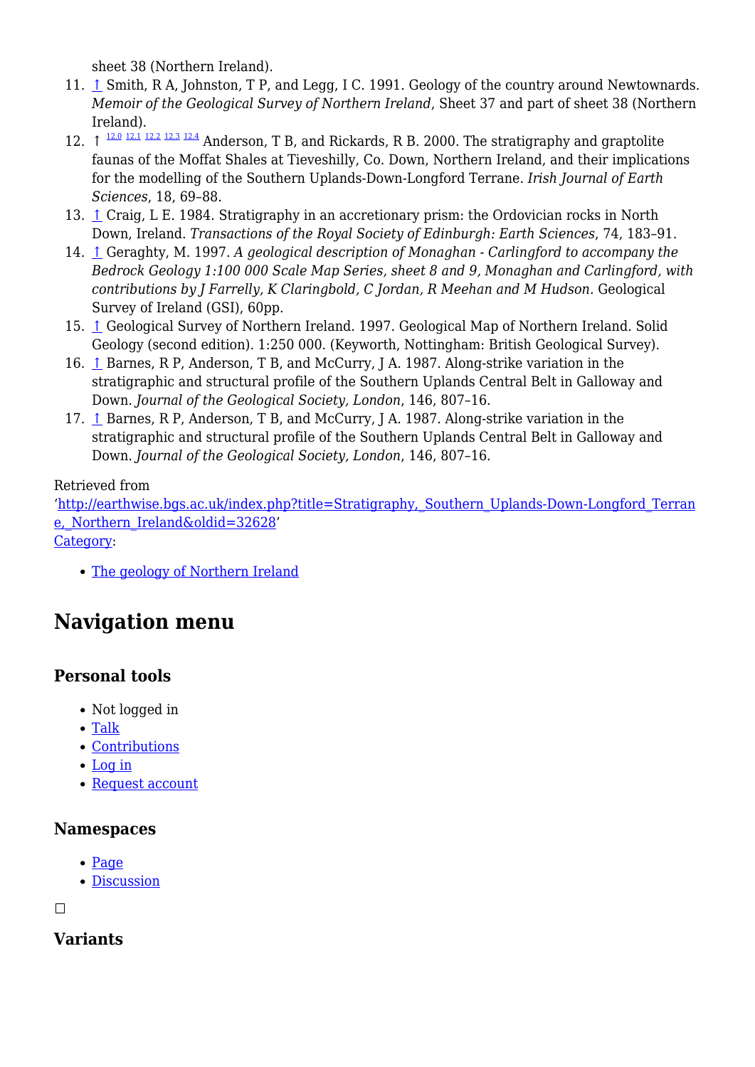sheet 38 (Northern Ireland).

11. ↑ Smith, R A, Johnston, T P, and Legg, I C. 1991. Geology of the country around Newtownards. *Memoir of the Geological Survey of Northern Ireland*, Sheet 37 and part of sheet 38 (Northern Ireland).
12. ↑ [12.0] [12.1] [12.2] [12.3] [12.4] Anderson, T B, and Rickards, R B. 2000. The stratigraphy and graptolite faunas of the Moffat Shales at Tieveshilly, Co. Down, Northern Ireland, and their implications for the modelling of the Southern Uplands-Down-Longford Terrane. *Irish Journal of Earth Sciences*, 18, 69–88.
13. ↑ Craig, L E. 1984. Stratigraphy in an accretionary prism: the Ordovician rocks in North Down, Ireland. *Transactions of the Royal Society of Edinburgh: Earth Sciences*, 74, 183–91.
14. ↑ Geraghty, M. 1997. *A geological description of Monaghan - Carlingford to accompany the Bedrock Geology 1:100 000 Scale Map Series, sheet 8 and 9, Monaghan and Carlingford, with contributions by J Farrelly, K Claringbold, C Jordan, R Meehan and M Hudson.* Geological Survey of Ireland (GSI), 60pp.
15. ↑ Geological Survey of Northern Ireland. 1997. Geological Map of Northern Ireland. Solid Geology (second edition). 1:250 000. (Keyworth, Nottingham: British Geological Survey).
16. ↑ Barnes, R P, Anderson, T B, and McCurry, J A. 1987. Along-strike variation in the stratigraphic and structural profile of the Southern Uplands Central Belt in Galloway and Down. *Journal of the Geological Society, London*, 146, 807–16.
17. ↑ Barnes, R P, Anderson, T B, and McCurry, J A. 1987. Along-strike variation in the stratigraphic and structural profile of the Southern Uplands Central Belt in Galloway and Down. *Journal of the Geological Society, London*, 146, 807–16.

Retrieved from
'http://earthwise.bgs.ac.uk/index.php?title=Stratigraphy,_Southern_Uplands-Down-Longford_Terrane,_Northern_Ireland&oldid=32628'
Category:

- The geology of Northern Ireland

# Navigation menu

## Personal tools

- Not logged in
- Talk
- Contributions
- Log in
- Request account

## Namespaces

- Page
- Discussion

## Variants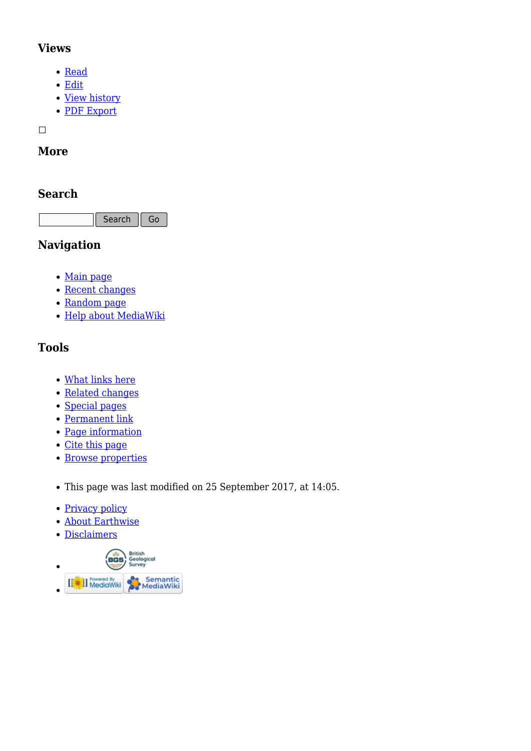### Views

- Read
- Edit
- View history
- PDF Export

### More

### Search

Search Go

### Navigation

- Main page
- Recent changes
- Random page
- Help about MediaWiki

### Tools

- What links here
- Related changes
- Special pages
- Permanent link
- Page information
- Cite this page
- Browse properties

- This page was last modified on 25 September 2017, at 14:05.

- Privacy policy
- About Earthwise
- Disclaimers